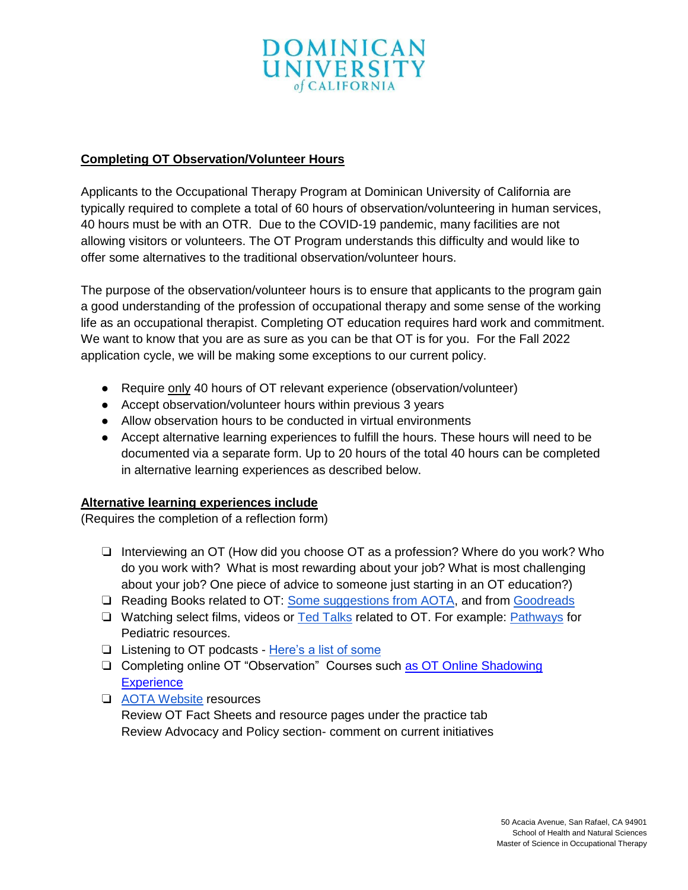DOMINICAN UNIVERSITY of CALIFORNIA

## Completing OT Observation/Volunteer Hours

Applicants to the Occupational Therapy Program at Dominican University of California are typically required to complete a total of 60 hours of observation/volunteering in human services, 40 hours must be with an OTR. Due to the COVID-19 pandemic, many facilities are not allowing visitors or volunteers. The OT Program understands this difficulty and would like to offer some alternatives to the traditional observation/volunteer hours.

The purpose of the observation/volunteer hours is to ensure that applicants to the program gain a good understanding of the profession of occupational therapy and some sense of the working life as an occupational therapist. Completing OT education requires hard work and commitment. We want to know that you are as sure as you can be that OT is for you. For the Fall 2022 application cycle, we will be making some exceptions to our current policy.

- Require only 40 hours of OT relevant experience (observation/volunteer)
- Accept observation/volunteer hours within previous 3 years
- Allow observation hours to be conducted in virtual environments
- Accept alternative learning experiences to fulfill the hours. These hours will need to be documented via a separate form. Up to 20 hours of the total 40 hours can be completed in alternative learning experiences as described below.

## Alternative learning experiences include

(Requires the completion of a reflection form)

- [ ] Interviewing an OT (How did you choose OT as a profession? Where do you work? Who do you work with? What is most rewarding about your job? What is most challenging about your job? One piece of advice to someone just starting in an OT education?)
- [ ] Reading Books related to OT: Some suggestions from AOTA, and from Goodreads
- [ ] Watching select films, videos or Ted Talks related to OT. For example: Pathways for Pediatric resources.
- [ ] Listening to OT podcasts - Here's a list of some
- [ ] Completing online OT "Observation" Courses such as OT Online Shadowing Experience
- [ ] AOTA Website resources
  Review OT Fact Sheets and resource pages under the practice tab
  Review Advocacy and Policy section- comment on current initiatives

50 Acacia Avenue, San Rafael, CA 94901
School of Health and Natural Sciences
Master of Science in Occupational Therapy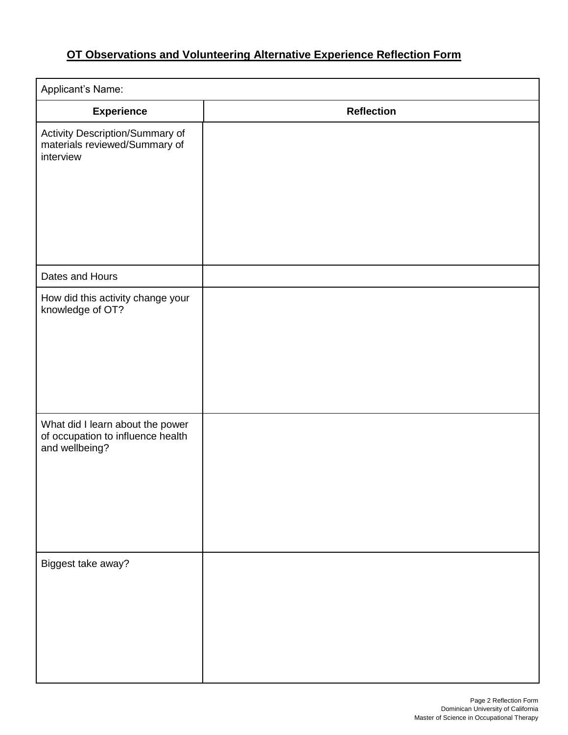## OT Observations and Volunteering Alternative Experience Reflection Form

| Applicant's Name: | |
|---|---|
| **Experience** | **Reflection** |
| Activity Description/Summary of materials reviewed/Summary of interview | |
| Dates and Hours | |
| How did this activity change your knowledge of OT? | |
| What did I learn about the power of occupation to influence health and wellbeing? | |
| Biggest take away? | |